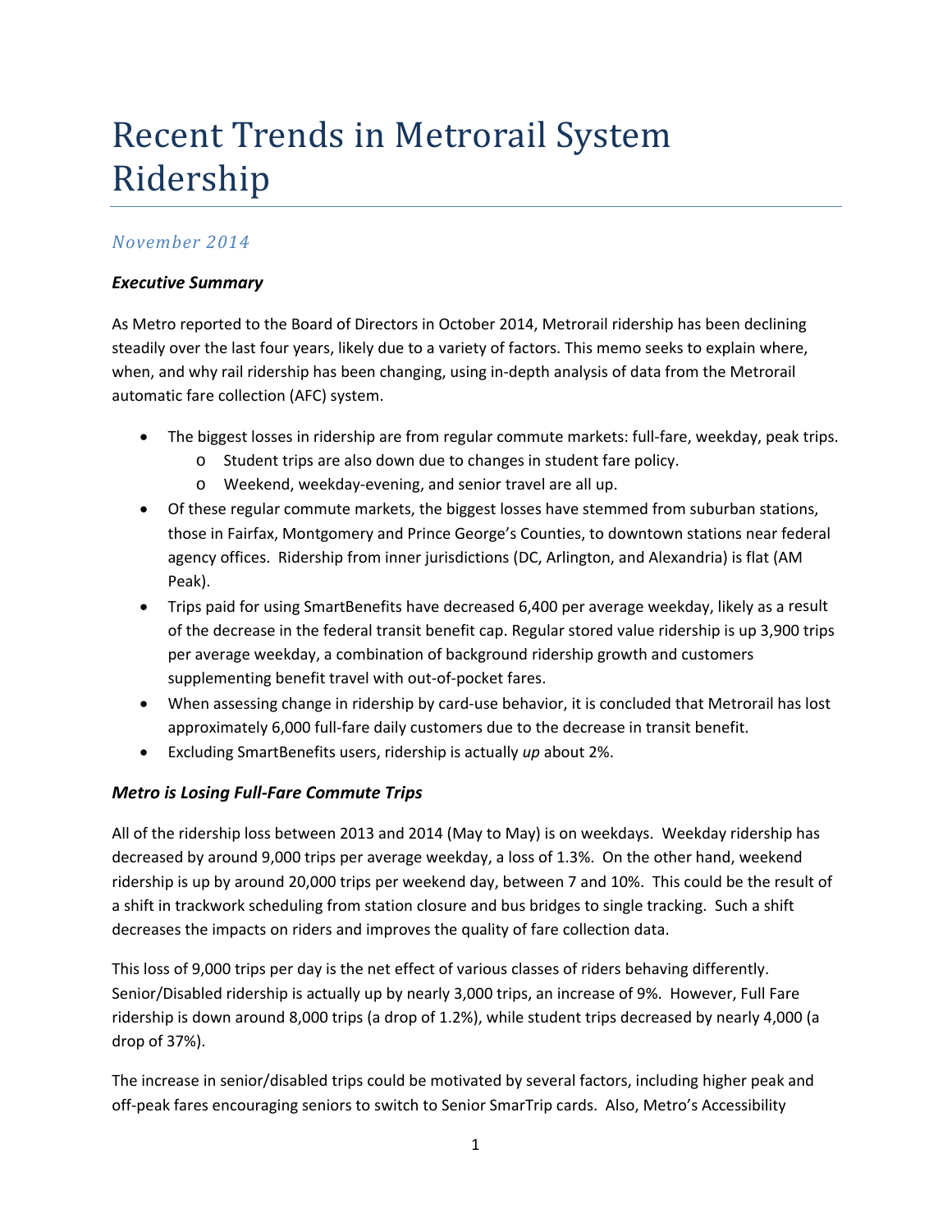# Recent Trends in Metrorail System Ridership

*November 2014*

***Executive Summary***

As Metro reported to the Board of Directors in October 2014, Metrorail ridership has been declining steadily over the last four years, likely due to a variety of factors. This memo seeks to explain where, when, and why rail ridership has been changing, using in-depth analysis of data from the Metrorail automatic fare collection (AFC) system.

- The biggest losses in ridership are from regular commute markets: full-fare, weekday, peak trips.
  - Student trips are also down due to changes in student fare policy.
  - Weekend, weekday-evening, and senior travel are all up.
- Of these regular commute markets, the biggest losses have stemmed from suburban stations, those in Fairfax, Montgomery and Prince George's Counties, to downtown stations near federal agency offices. Ridership from inner jurisdictions (DC, Arlington, and Alexandria) is flat (AM Peak).
- Trips paid for using SmartBenefits have decreased 6,400 per average weekday, likely as a result of the decrease in the federal transit benefit cap. Regular stored value ridership is up 3,900 trips per average weekday, a combination of background ridership growth and customers supplementing benefit travel with out-of-pocket fares.
- When assessing change in ridership by card-use behavior, it is concluded that Metrorail has lost approximately 6,000 full-fare daily customers due to the decrease in transit benefit.
- Excluding SmartBenefits users, ridership is actually *up* about 2%.

## *Metro is Losing Full-Fare Commute Trips*

All of the ridership loss between 2013 and 2014 (May to May) is on weekdays. Weekday ridership has decreased by around 9,000 trips per average weekday, a loss of 1.3%. On the other hand, weekend ridership is up by around 20,000 trips per weekend day, between 7 and 10%. This could be the result of a shift in trackwork scheduling from station closure and bus bridges to single tracking. Such a shift decreases the impacts on riders and improves the quality of fare collection data.

This loss of 9,000 trips per day is the net effect of various classes of riders behaving differently. Senior/Disabled ridership is actually up by nearly 3,000 trips, an increase of 9%. However, Full Fare ridership is down around 8,000 trips (a drop of 1.2%), while student trips decreased by nearly 4,000 (a drop of 37%).

The increase in senior/disabled trips could be motivated by several factors, including higher peak and off-peak fares encouraging seniors to switch to Senior SmarTrip cards. Also, Metro's Accessibility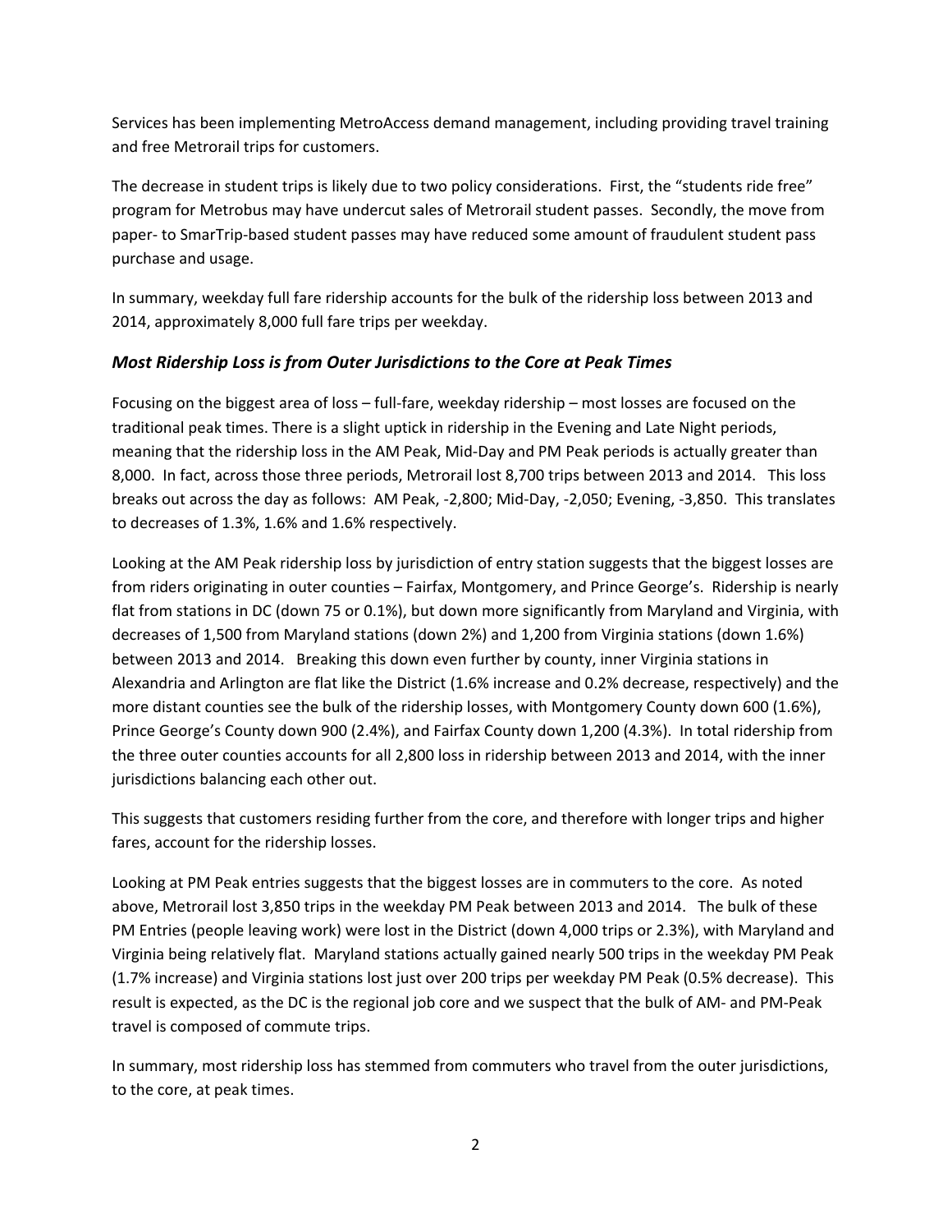Services has been implementing MetroAccess demand management, including providing travel training and free Metrorail trips for customers.

The decrease in student trips is likely due to two policy considerations. First, the "students ride free" program for Metrobus may have undercut sales of Metrorail student passes. Secondly, the move from paper- to SmarTrip-based student passes may have reduced some amount of fraudulent student pass purchase and usage.

In summary, weekday full fare ridership accounts for the bulk of the ridership loss between 2013 and 2014, approximately 8,000 full fare trips per weekday.

### *Most Ridership Loss is from Outer Jurisdictions to the Core at Peak Times*

Focusing on the biggest area of loss – full-fare, weekday ridership – most losses are focused on the traditional peak times. There is a slight uptick in ridership in the Evening and Late Night periods, meaning that the ridership loss in the AM Peak, Mid-Day and PM Peak periods is actually greater than 8,000. In fact, across those three periods, Metrorail lost 8,700 trips between 2013 and 2014. This loss breaks out across the day as follows: AM Peak, -2,800; Mid-Day, -2,050; Evening, -3,850. This translates to decreases of 1.3%, 1.6% and 1.6% respectively.

Looking at the AM Peak ridership loss by jurisdiction of entry station suggests that the biggest losses are from riders originating in outer counties – Fairfax, Montgomery, and Prince George's. Ridership is nearly flat from stations in DC (down 75 or 0.1%), but down more significantly from Maryland and Virginia, with decreases of 1,500 from Maryland stations (down 2%) and 1,200 from Virginia stations (down 1.6%) between 2013 and 2014. Breaking this down even further by county, inner Virginia stations in Alexandria and Arlington are flat like the District (1.6% increase and 0.2% decrease, respectively) and the more distant counties see the bulk of the ridership losses, with Montgomery County down 600 (1.6%), Prince George's County down 900 (2.4%), and Fairfax County down 1,200 (4.3%). In total ridership from the three outer counties accounts for all 2,800 loss in ridership between 2013 and 2014, with the inner jurisdictions balancing each other out.

This suggests that customers residing further from the core, and therefore with longer trips and higher fares, account for the ridership losses.

Looking at PM Peak entries suggests that the biggest losses are in commuters to the core. As noted above, Metrorail lost 3,850 trips in the weekday PM Peak between 2013 and 2014. The bulk of these PM Entries (people leaving work) were lost in the District (down 4,000 trips or 2.3%), with Maryland and Virginia being relatively flat. Maryland stations actually gained nearly 500 trips in the weekday PM Peak (1.7% increase) and Virginia stations lost just over 200 trips per weekday PM Peak (0.5% decrease). This result is expected, as the DC is the regional job core and we suspect that the bulk of AM- and PM-Peak travel is composed of commute trips.

In summary, most ridership loss has stemmed from commuters who travel from the outer jurisdictions, to the core, at peak times.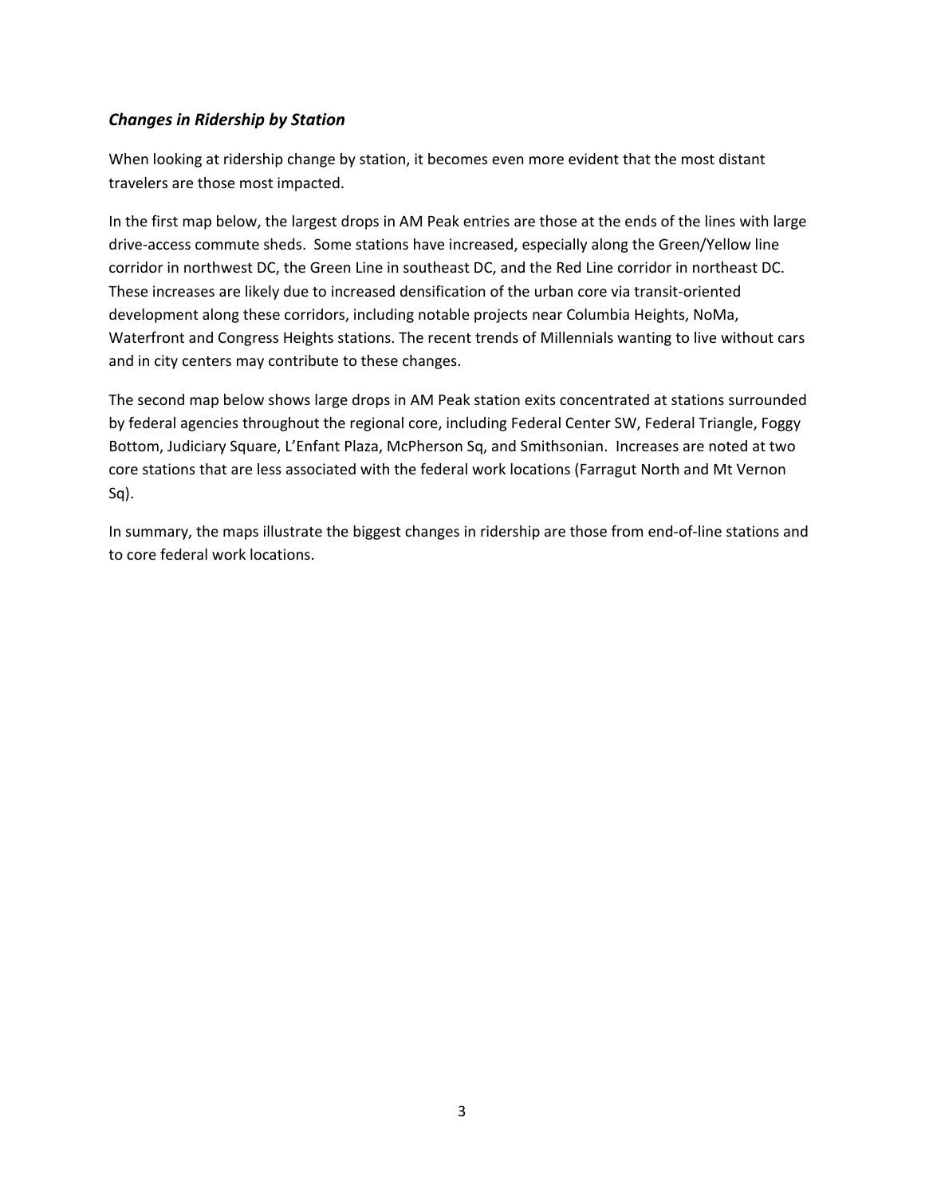### *Changes in Ridership by Station*

When looking at ridership change by station, it becomes even more evident that the most distant travelers are those most impacted.

In the first map below, the largest drops in AM Peak entries are those at the ends of the lines with large drive-access commute sheds. Some stations have increased, especially along the Green/Yellow line corridor in northwest DC, the Green Line in southeast DC, and the Red Line corridor in northeast DC. These increases are likely due to increased densification of the urban core via transit-oriented development along these corridors, including notable projects near Columbia Heights, NoMa, Waterfront and Congress Heights stations. The recent trends of Millennials wanting to live without cars and in city centers may contribute to these changes.

The second map below shows large drops in AM Peak station exits concentrated at stations surrounded by federal agencies throughout the regional core, including Federal Center SW, Federal Triangle, Foggy Bottom, Judiciary Square, L'Enfant Plaza, McPherson Sq, and Smithsonian. Increases are noted at two core stations that are less associated with the federal work locations (Farragut North and Mt Vernon Sq).

In summary, the maps illustrate the biggest changes in ridership are those from end-of-line stations and to core federal work locations.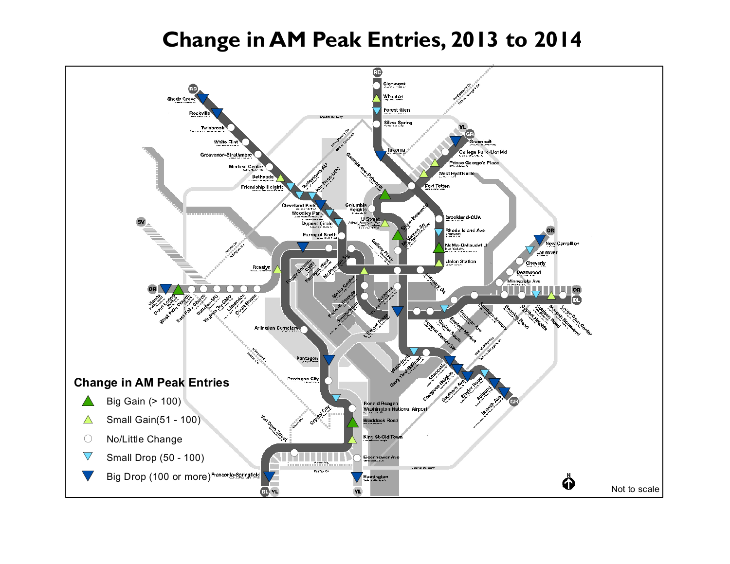# Change in AM Peak Entries, 2013 to 2014

**Change in AM Peak Entries**

- ▲ Big Gain (> 100)
- △ Small Gain(51 - 100)
- ○ No/Little Change
- ▽ Small Drop (50 - 100)
- ▼ Big Drop (100 or more)

Not to scale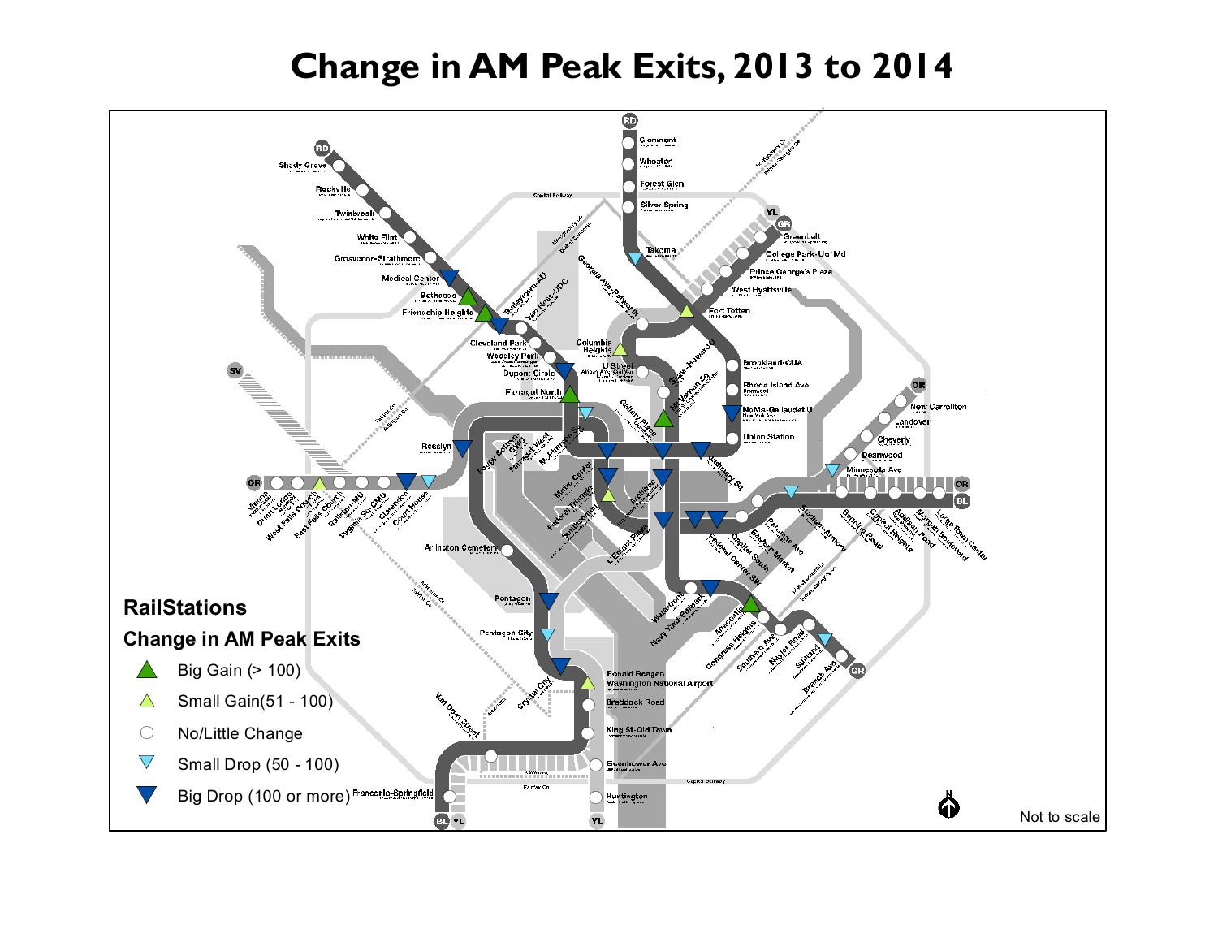# Change in AM Peak Exits, 2013 to 2014

**RailStations**

**Change in AM Peak Exits**

- ▲ Big Gain (> 100)
- △ Small Gain(51 - 100)
- ○ No/Little Change
- ▽ Small Drop (50 - 100)
- ▼ Big Drop (100 or more)

Not to scale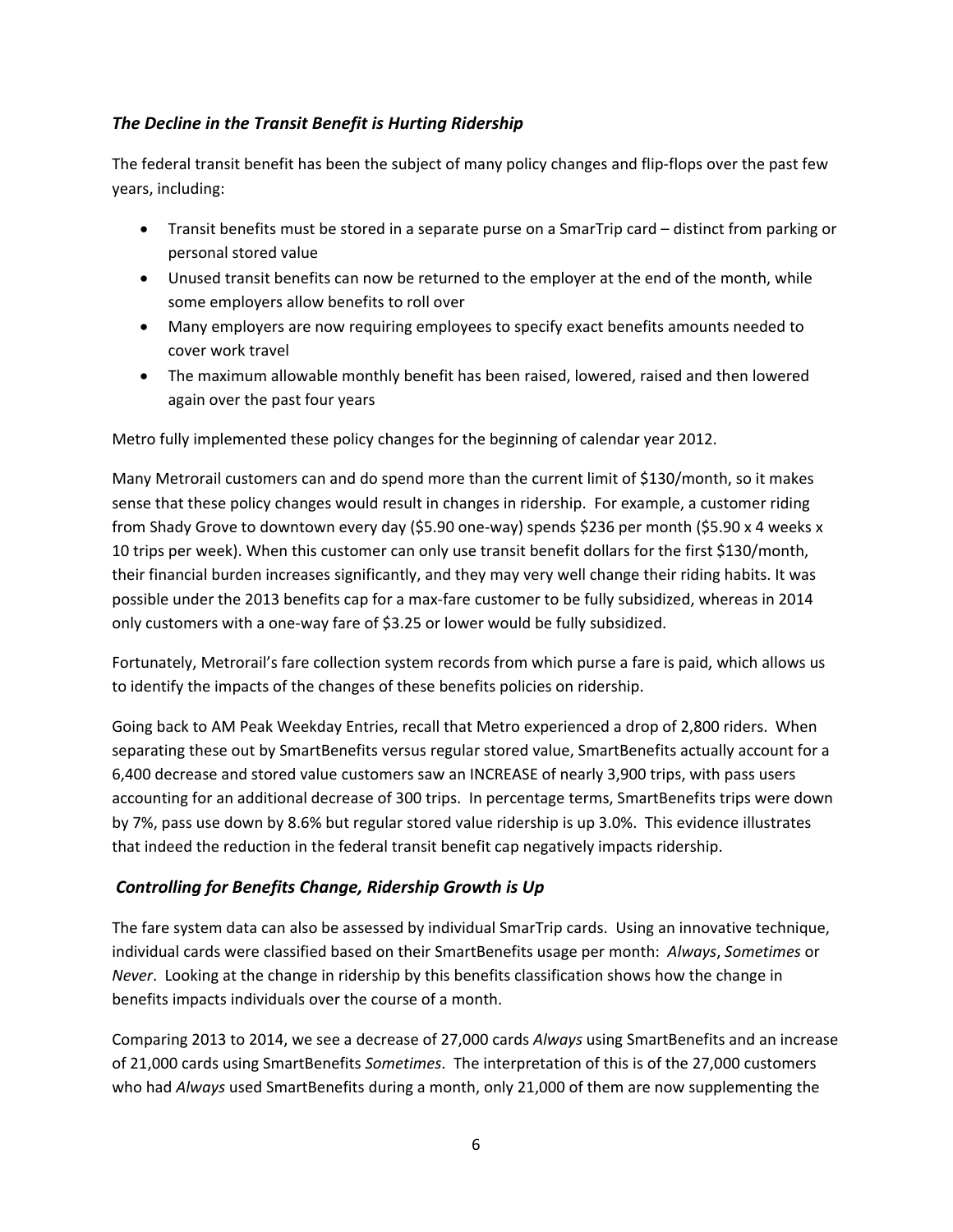### *The Decline in the Transit Benefit is Hurting Ridership*

The federal transit benefit has been the subject of many policy changes and flip-flops over the past few years, including:

- Transit benefits must be stored in a separate purse on a SmarTrip card – distinct from parking or personal stored value
- Unused transit benefits can now be returned to the employer at the end of the month, while some employers allow benefits to roll over
- Many employers are now requiring employees to specify exact benefits amounts needed to cover work travel
- The maximum allowable monthly benefit has been raised, lowered, raised and then lowered again over the past four years

Metro fully implemented these policy changes for the beginning of calendar year 2012.

Many Metrorail customers can and do spend more than the current limit of $130/month, so it makes sense that these policy changes would result in changes in ridership. For example, a customer riding from Shady Grove to downtown every day ($5.90 one-way) spends $236 per month ($5.90 x 4 weeks x 10 trips per week). When this customer can only use transit benefit dollars for the first $130/month, their financial burden increases significantly, and they may very well change their riding habits. It was possible under the 2013 benefits cap for a max-fare customer to be fully subsidized, whereas in 2014 only customers with a one-way fare of $3.25 or lower would be fully subsidized.

Fortunately, Metrorail's fare collection system records from which purse a fare is paid, which allows us to identify the impacts of the changes of these benefits policies on ridership.

Going back to AM Peak Weekday Entries, recall that Metro experienced a drop of 2,800 riders. When separating these out by SmartBenefits versus regular stored value, SmartBenefits actually account for a 6,400 decrease and stored value customers saw an INCREASE of nearly 3,900 trips, with pass users accounting for an additional decrease of 300 trips. In percentage terms, SmartBenefits trips were down by 7%, pass use down by 8.6% but regular stored value ridership is up 3.0%. This evidence illustrates that indeed the reduction in the federal transit benefit cap negatively impacts ridership.

### *Controlling for Benefits Change, Ridership Growth is Up*

The fare system data can also be assessed by individual SmarTrip cards. Using an innovative technique, individual cards were classified based on their SmartBenefits usage per month: *Always*, *Sometimes* or *Never*. Looking at the change in ridership by this benefits classification shows how the change in benefits impacts individuals over the course of a month.

Comparing 2013 to 2014, we see a decrease of 27,000 cards *Always* using SmartBenefits and an increase of 21,000 cards using SmartBenefits *Sometimes*. The interpretation of this is of the 27,000 customers who had *Always* used SmartBenefits during a month, only 21,000 of them are now supplementing the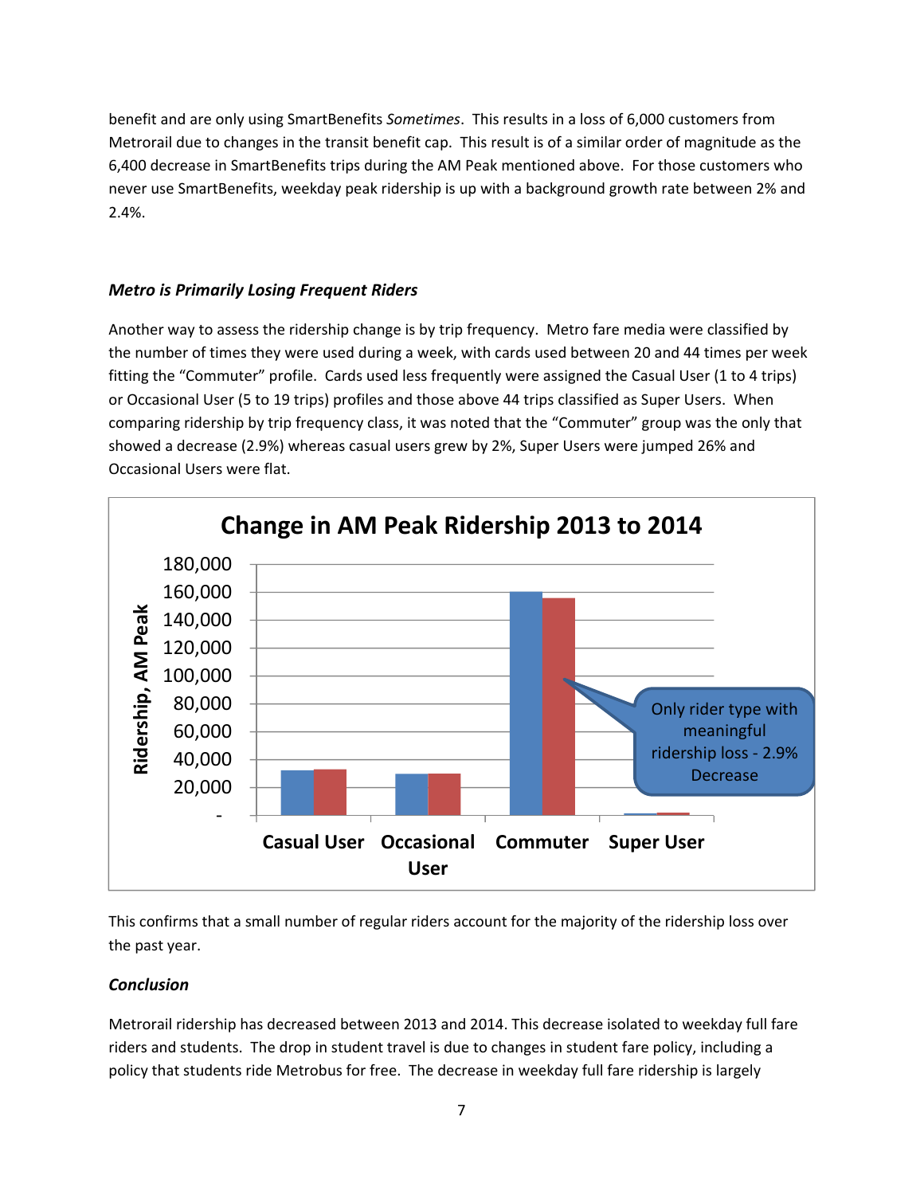benefit and are only using SmartBenefits *Sometimes*. This results in a loss of 6,000 customers from Metrorail due to changes in the transit benefit cap. This result is of a similar order of magnitude as the 6,400 decrease in SmartBenefits trips during the AM Peak mentioned above. For those customers who never use SmartBenefits, weekday peak ridership is up with a background growth rate between 2% and 2.4%.

### *Metro is Primarily Losing Frequent Riders*

Another way to assess the ridership change is by trip frequency. Metro fare media were classified by the number of times they were used during a week, with cards used between 20 and 44 times per week fitting the "Commuter" profile. Cards used less frequently were assigned the Casual User (1 to 4 trips) or Occasional User (5 to 19 trips) profiles and those above 44 trips classified as Super Users. When comparing ridership by trip frequency class, it was noted that the "Commuter" group was the only that showed a decrease (2.9%) whereas casual users grew by 2%, Super Users were jumped 26% and Occasional Users were flat.

This confirms that a small number of regular riders account for the majority of the ridership loss over the past year.

### *Conclusion*

Metrorail ridership has decreased between 2013 and 2014. This decrease isolated to weekday full fare riders and students. The drop in student travel is due to changes in student fare policy, including a policy that students ride Metrobus for free. The decrease in weekday full fare ridership is largely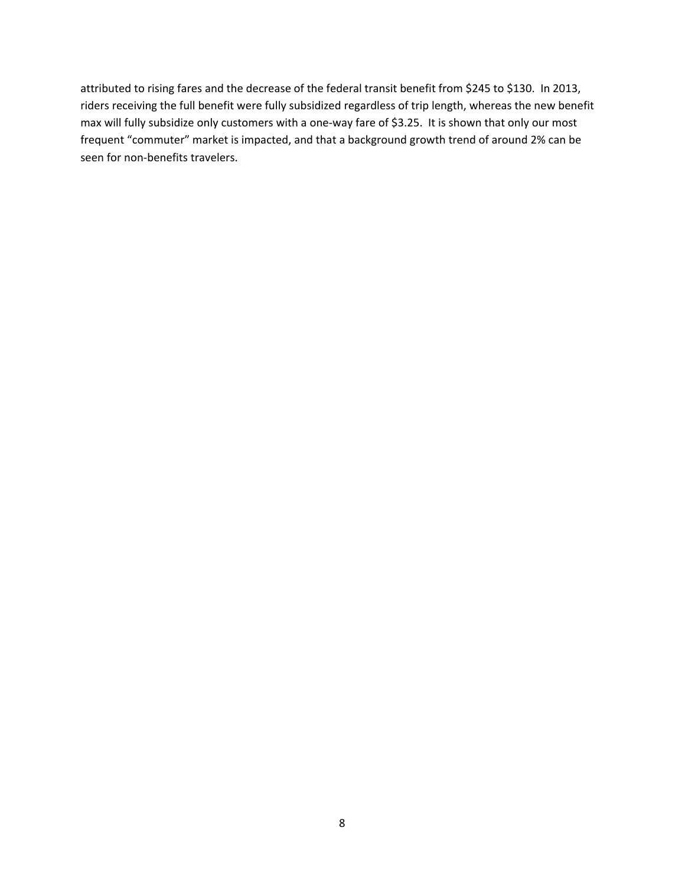attributed to rising fares and the decrease of the federal transit benefit from $245 to $130. In 2013, riders receiving the full benefit were fully subsidized regardless of trip length, whereas the new benefit max will fully subsidize only customers with a one-way fare of $3.25. It is shown that only our most frequent "commuter" market is impacted, and that a background growth trend of around 2% can be seen for non-benefits travelers.